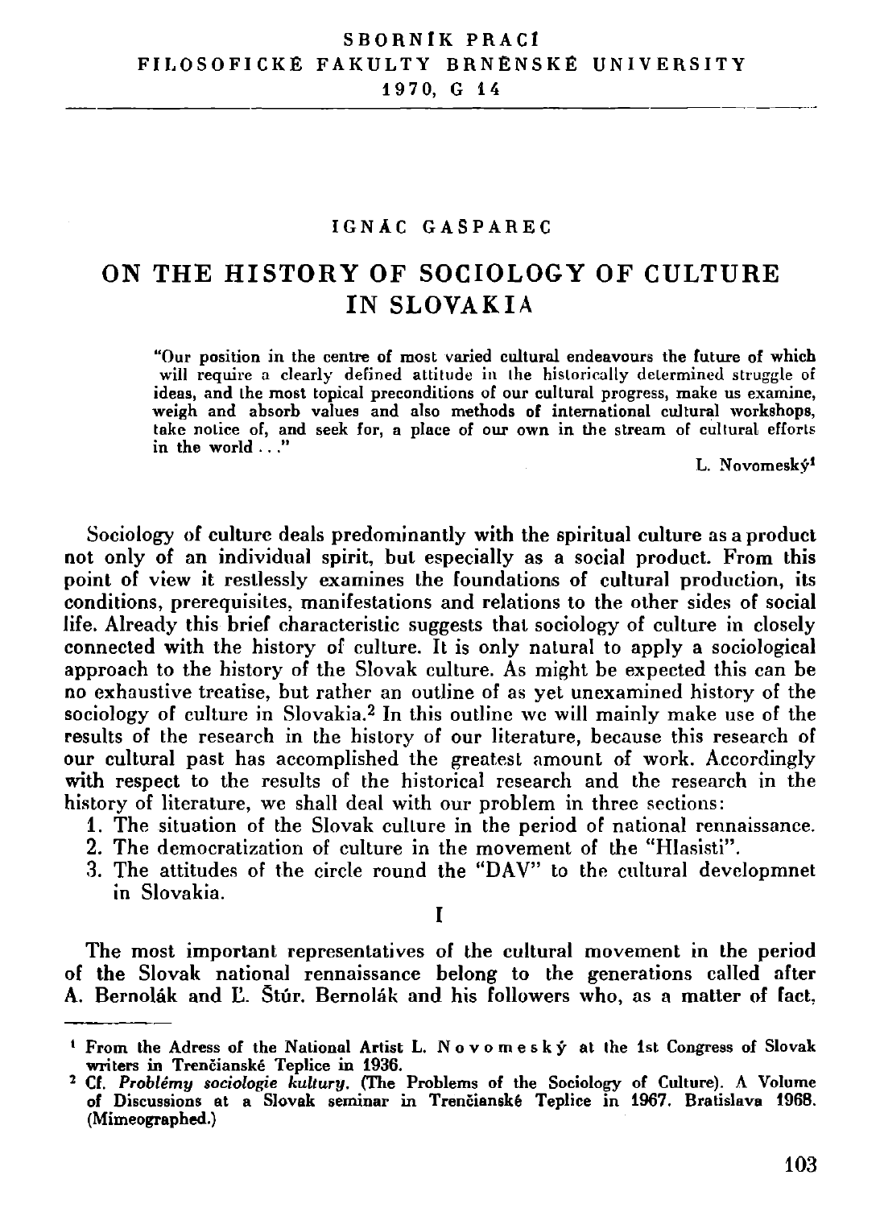SBORNÍK PRACÍ
FILOSOFICKÉ FAKULTY BRNĚNSKÉ UNIVERSITY
1970, G 14

IGNÁC GAŠPAREC

# ON THE HISTORY OF SOCIOLOGY OF CULTURE IN SLOVAKIA

> "Our position in the centre of most varied cultural endeavours the future of which will require a clearly defined attitude in the historically determined struggle of ideas, and the most topical preconditions of our cultural progress, make us examine, weigh and absorb values and also methods of international cultural workshops, take notice of, and seek for, a place of our own in the stream of cultural efforts in the world . . ."
>
> L. Novomeský[1]

Sociology of culture deals predominantly with the spiritual culture as a product not only of an individual spirit, but especially as a social product. From this point of view it restlessly examines the foundations of cultural production, its conditions, prerequisites, manifestations and relations to the other sides of social life. Already this brief characteristic suggests that sociology of culture in closely connected with the history of culture. It is only natural to apply a sociological approach to the history of the Slovak culture. As might be expected this can be no exhaustive treatise, but rather an outline of as yet unexamined history of the sociology of culture in Slovakia.[2] In this outline we will mainly make use of the results of the research in the history of our literature, because this research of our cultural past has accomplished the greatest amount of work. Accordingly with respect to the results of the historical research and the research in the history of literature, we shall deal with our problem in three sections:

1. The situation of the Slovak culture in the period of national rennaissance.
2. The democratization of culture in the movement of the "Hlasisti".
3. The attitudes of the circle round the "DAV" to the cultural developmnet in Slovakia.

## I

The most important representatives of the cultural movement in the period of the Slovak national rennaissance belong to the generations called after A. Bernolák and Ľ. Štúr. Bernolák and his followers who, as a matter of fact,

---

[1] From the Adress of the National Artist L. Novomeský at the 1st Congress of Slovak writers in Trenčianské Teplice in 1936.

[2] Cf. *Problémy sociologie kultury.* (The Problems of the Sociology of Culture). A Volume of Discussions at a Slovak seminar in Trenčianské Teplice in 1967. Bratislava 1968. (Mimeographed.)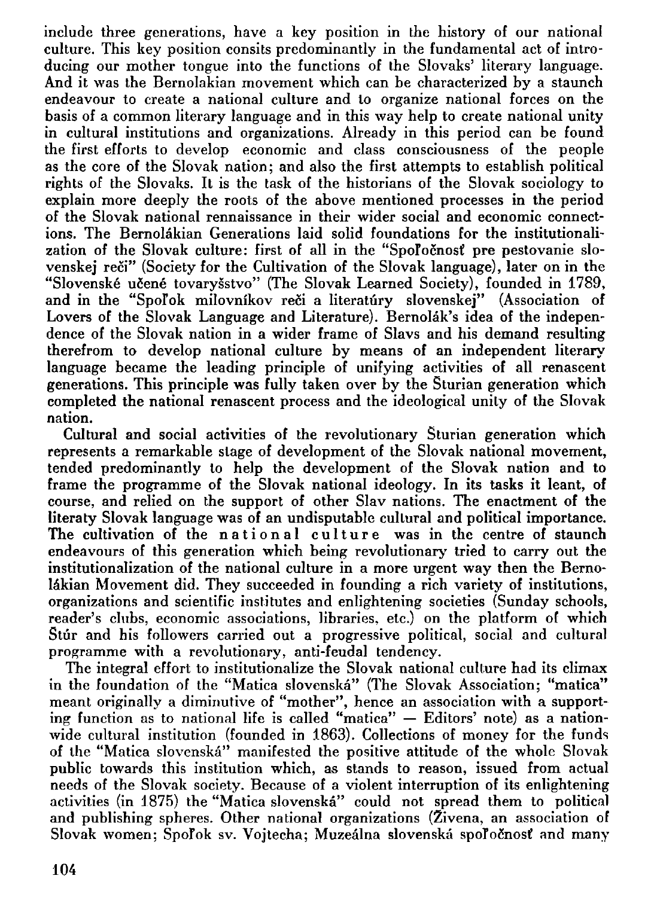include three generations, have a key position in the history of our national culture. This key position consits predominantly in the fundamental act of introducing our mother tongue into the functions of the Slovaks' literary language. And it was the Bernolakian movement which can be characterized by a staunch endeavour to create a national culture and to organize national forces on the basis of a common literary language and in this way help to create national unity in cultural institutions and organizations. Already in this period can be found the first efforts to develop economic and class consciousness of the people as the core of the Slovak nation; and also the first attempts to establish political rights of the Slovaks. It is the task of the historians of the Slovak sociology to explain more deeply the roots of the above mentioned processes in the period of the Slovak national rennaissance in their wider social and economic connections. The Bernolákian Generations laid solid foundations for the institutionalization of the Slovak culture: first of all in the "Spoľočnosť pre pestovanie slovenskej reči" (Society for the Cultivation of the Slovak language), later on in the "Slovenské učené tovaryšstvo" (The Slovak Learned Society), founded in 1789, and in the "Spoľok milovníkov reči a literatúry slovenskej" (Association of Lovers of the Slovak Language and Literature). Bernolák's idea of the independence of the Slovak nation in a wider frame of Slavs and his demand resulting therefrom to develop national culture by means of an independent literary language became the leading principle of unifying activities of all renascent generations. This principle was fully taken over by the Šturian generation which completed the national renascent process and the ideological unity of the Slovak nation.

Cultural and social activities of the revolutionary Šturian generation which represents a remarkable stage of development of the Slovak national movement, tended predominantly to help the development of the Slovak nation and to frame the programme of the Slovak national ideology. In its tasks it leant, of course, and relied on the support of other Slav nations. The enactment of the literaty Slovak language was of an undisputable cultural and political importance. The cultivation of the national culture was in the centre of staunch endeavours of this generation which being revolutionary tried to carry out the institutionalization of the national culture in a more urgent way then the Bernolákian Movement did. They succeeded in founding a rich variety of institutions, organizations and scientific institutes and enlightening societies (Sunday schools, reader's clubs, economic associations, libraries, etc.) on the platform of which Štúr and his followers carried out a progressive political, social and cultural programme with a revolutionary, anti-feudal tendency.

The integral effort to institutionalize the Slovak national culture had its climax in the foundation of the "Matica slovenská" (The Slovak Association; "matica" meant originally a diminutive of "mother", hence an association with a supporting function as to national life is called "matica" — Editors' note) as a nationwide cultural institution (founded in 1863). Collections of money for the funds of the "Matica slovenská" manifested the positive attitude of the whole Slovak public towards this institution which, as stands to reason, issued from actual needs of the Slovak society. Because of a violent interruption of its enlightening activities (in 1875) the "Matica slovenská" could not spread them to political and publishing spheres. Other national organizations (Živena, an association of Slovak women; Spoľok sv. Vojtecha; Muzeálna slovenská spoľočnosť and many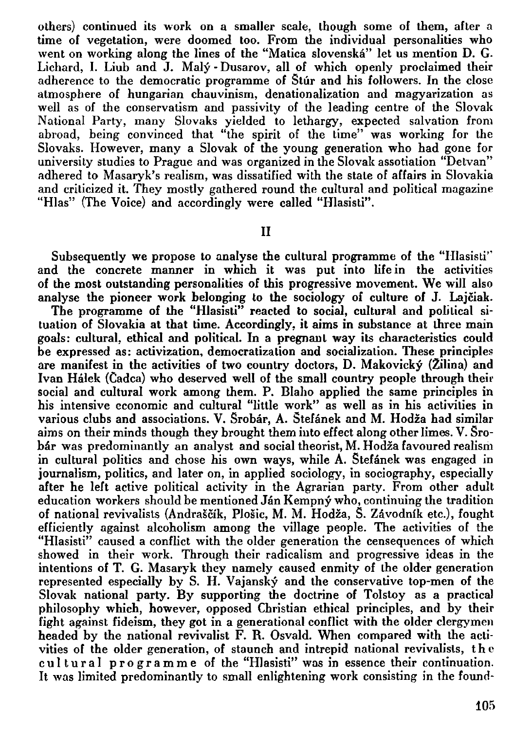others) continued its work on a smaller scale, though some of them, after a time of vegetation, were doomed too. From the individual personalities who went on working along the lines of the "Matica slovenská" let us mention D. G. Lichard, I. Liub and J. Malý - Dusarov, all of which openly proclaimed their adherence to the democratic programme of Štúr and his followers. In the close atmosphere of hungarian chauvinism, denationalization and magyarization as well as of the conservatism and passivity of the leading centre of the Slovak National Party, many Slovaks yielded to lethargy, expected salvation from abroad, being convinced that "the spirit of the time" was working for the Slovaks. However, many a Slovak of the young generation who had gone for university studies to Prague and was organized in the Slovak assotiation "Detvan" adhered to Masaryk's realism, was dissatified with the state of affairs in Slovakia and criticized it. They mostly gathered round the cultural and political magazine "Hlas" (The Voice) and accordingly were called "Hlasisti".

## II

Subsequently we propose to analyse the cultural programme of the "Hlasisti" and the concrete manner in which it was put into life in the activities of the most outstanding personalities of this progressive movement. We will also analyse the pioneer work belonging to the sociology of culture of J. Lajčiak.

The programme of the "Hlasisti" reacted to social, cultural and political situation of Slovakia at that time. Accordingly, it aims in substance at three main goals: cultural, ethical and political. In a pregnant way its characteristics could be expressed as: activization, democratization and socialization. These principles are manifest in the activities of two country doctors, D. Makovický (Žilina) and Ivan Hálek (Čadca) who deserved well of the small country people through their social and cultural work among them. P. Blaho applied the same principles in his intensive economic and cultural "little work" as well as in his activities in various clubs and associations. V. Šrobár, A. Štefánek and M. Hodža had similar aims on their minds though they brought them into effect along other limes. V. Šrobár was predominantly an analyst and social theorist, M. Hodža favoured realism in cultural politics and chose his own ways, while A. Štefánek was engaged in journalism, politics, and later on, in applied sociology, in sociography, especially after he left active political activity in the Agrarian party. From other adult education workers should be mentioned Ján Kempný who, continuing the tradition of national revivalists (Andraščík, Plošic, M. M. Hodža, Š. Závodník etc.), fought efficiently against alcoholism among the village people. The activities of the "Hlasisti" caused a conflict with the older generation the censequences of which showed in their work. Through their radicalism and progressive ideas in the intentions of T. G. Masaryk they namely caused enmity of the older generation represented especially by S. H. Vajanský and the conservative top-men of the Slovak national party. By supporting the doctrine of Tolstoy as a practical philosophy which, however, opposed Christian ethical principles, and by their fight against fideism, they got in a generational conflict with the older clergymen headed by the national revivalist F. R. Osvald. When compared with the activities of the older generation, of staunch and intrepid national revivalists, the cultural programme of the "Hlasisti" was in essence their continuation. It was limited predominantly to small enlightening work consisting in the found-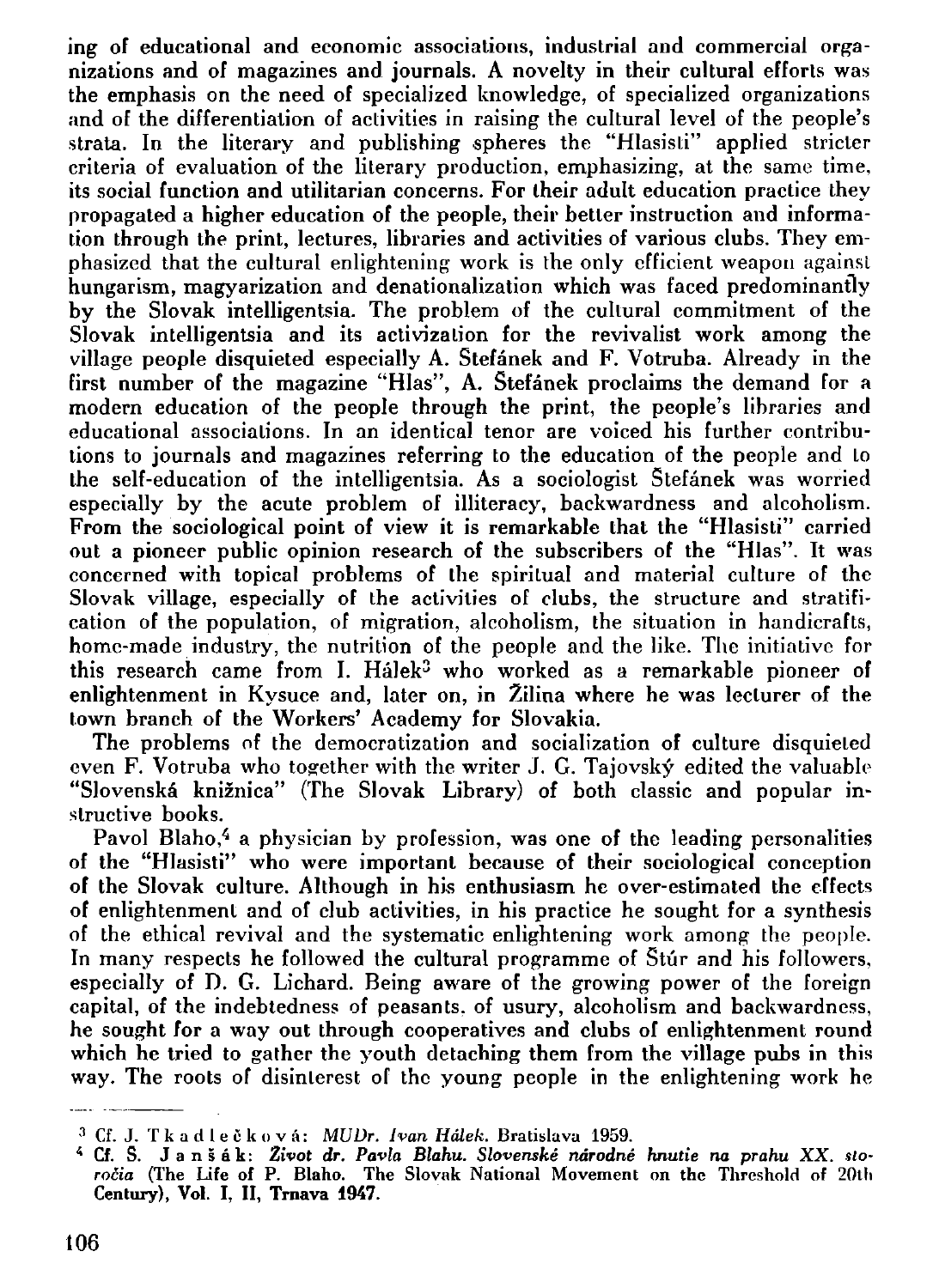ing of educational and economic associations, industrial and commercial organizations and of magazines and journals. A novelty in their cultural efforts was the emphasis on the need of specialized knowledge, of specialized organizations and of the differentiation of activities in raising the cultural level of the people's strata. In the literary and publishing spheres the "Hlasisti" applied stricter criteria of evaluation of the literary production, emphasizing, at the same time, its social function and utilitarian concerns. For their adult education practice they propagated a higher education of the people, their better instruction and information through the print, lectures, libraries and activities of various clubs. They emphasized that the cultural enlightening work is the only efficient weapon against hungarism, magyarization and denationalization which was faced predominantly by the Slovak intelligentsia. The problem of the cultural commitment of the Slovak intelligentsia and its activization for the revivalist work among the village people disquieted especially A. Štefánek and F. Votruba. Already in the first number of the magazine "Hlas", A. Štefánek proclaims the demand for a modern education of the people through the print, the people's libraries and educational associations. In an identical tenor are voiced his further contributions to journals and magazines referring to the education of the people and to the self-education of the intelligentsia. As a sociologist Štefánek was worried especially by the acute problem of illiteracy, backwardness and alcoholism. From the sociological point of view it is remarkable that the "Hlasisti" carried out a pioneer public opinion research of the subscribers of the "Hlas". It was concerned with topical problems of the spiritual and material culture of the Slovak village, especially of the activities of clubs, the structure and stratification of the population, of migration, alcoholism, the situation in handicrafts, home-made industry, the nutrition of the people and the like. The initiative for this research came from I. Hálek[3] who worked as a remarkable pioneer of enlightenment in Kysuce and, later on, in Žilina where he was lecturer of the town branch of the Workers' Academy for Slovakia.

The problems of the democratization and socialization of culture disquieted even F. Votruba who together with the writer J. G. Tajovský edited the valuable "Slovenská knižnica" (The Slovak Library) of both classic and popular instructive books.

Pavol Blaho,[4] a physician by profession, was one of the leading personalities of the "Hlasisti" who were important because of their sociological conception of the Slovak culture. Although in his enthusiasm he over-estimated the effects of enlightenment and of club activities, in his practice he sought for a synthesis of the ethical revival and the systematic enlightening work among the people. In many respects he followed the cultural programme of Štúr and his followers, especially of D. G. Lichard. Being aware of the growing power of the foreign capital, of the indebtedness of peasants, of usury, alcoholism and backwardness, he sought for a way out through cooperatives and clubs of enlightenment round which he tried to gather the youth detaching them from the village pubs in this way. The roots of disinterest of the young people in the enlightening work he

---

[3] Cf. J. Tkadlečková: *MUDr. Ivan Hálek.* Bratislava 1959.

[4] Cf. S. Janšák: ***Život dr. Pavla Blahu. Slovenské národné hnutie na prahu XX. storočia*** **(The Life of P. Blaho. The Slovak National Movement on the Threshold of 20th Century), Vol. I, II, Trnava 1947.**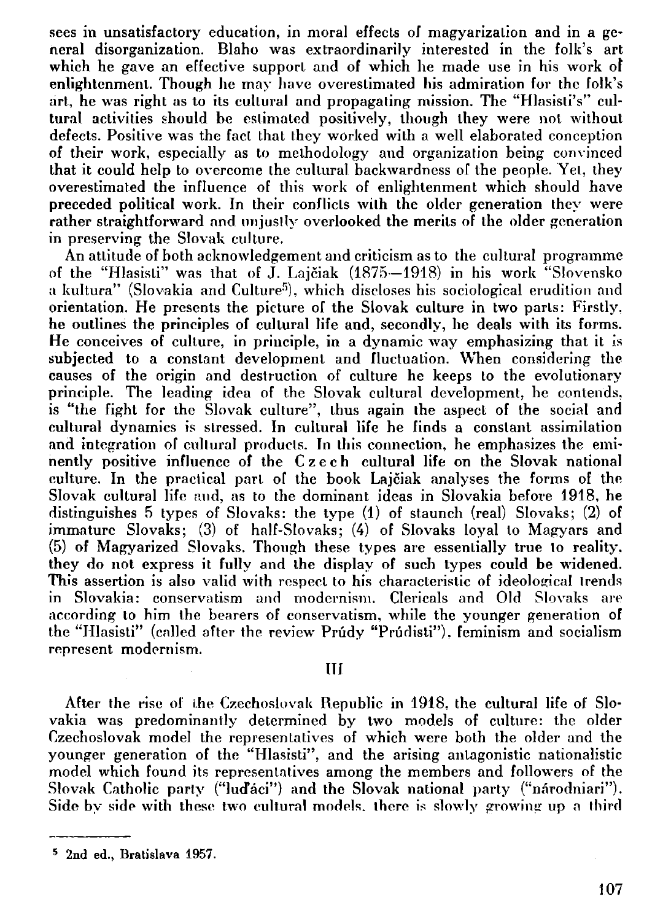sees in unsatisfactory education, in moral effects of magyarization and in a general disorganization. Blaho was extraordinarily interested in the folk's art which he gave an effective support and of which he made use in his work of enlightenment. Though he may have overestimated his admiration for the folk's art, he was right as to its cultural and propagating mission. The "Hlasisti's" cultural activities should be estimated positively, though they were not without defects. Positive was the fact that they worked with a well elaborated conception of their work, especially as to methodology and organization being convinced that it could help to overcome the cultural backwardness of the people. Yet, they overestimated the influence of this work of enlightenment which should have preceded political work. In their conflicts with the older generation they were rather straightforward and unjustly overlooked the merits of the older generation in preserving the Slovak culture.

An attitude of both acknowledgement and criticism as to the cultural programme of the "Hlasisti" was that of J. Lajčiak (1875—1918) in his work "Slovensko a kultura" (Slovakia and Culture[5]), which discloses his sociological erudition and orientation. He presents the picture of the Slovak culture in two parts: Firstly, he outlines the principles of cultural life and, secondly, he deals with its forms. He conceives of culture, in principle, in a dynamic way emphasizing that it is subjected to a constant development and fluctuation. When considering the causes of the origin and destruction of culture he keeps to the evolutionary principle. The leading idea of the Slovak cultural development, he contends, is "the fight for the Slovak culture", thus again the aspect of the social and cultural dynamics is stressed. In cultural life he finds a constant assimilation and integration of cultural products. In this connection, he emphasizes the eminently positive influence of the Czech cultural life on the Slovak national culture. In the practical part of the book Lajčiak analyses the forms of the Slovak cultural life and, as to the dominant ideas in Slovakia before 1918, he distinguishes 5 types of Slovaks: the type (1) of staunch (real) Slovaks; (2) of immature Slovaks; (3) of half-Slovaks; (4) of Slovaks loyal to Magyars and (5) of Magyarized Slovaks. Though these types are essentially true to reality, they do not express it fully and the display of such types could be widened. This assertion is also valid with respect to his characteristic of ideological trends in Slovakia: conservatism and modernism. Clericals and Old Slovaks are according to him the bearers of conservatism, while the younger generation of the "Hlasisti" (called after the review Prúdy "Prúdisti"), feminism and socialism represent modernism.

## III

After the rise of the Czechoslovak Republic in 1918, the cultural life of Slovakia was predominantly determined by two models of culture: the older Czechoslovak model the representatives of which were both the older and the younger generation of the "Hlasisti", and the arising antagonistic nationalistic model which found its representatives among the members and followers of the Slovak Catholic party ("luďáci") and the Slovak national party ("národniari"). Side by side with these two cultural models, there is slowly growing up a third

---

[5] 2nd ed., Bratislava 1957.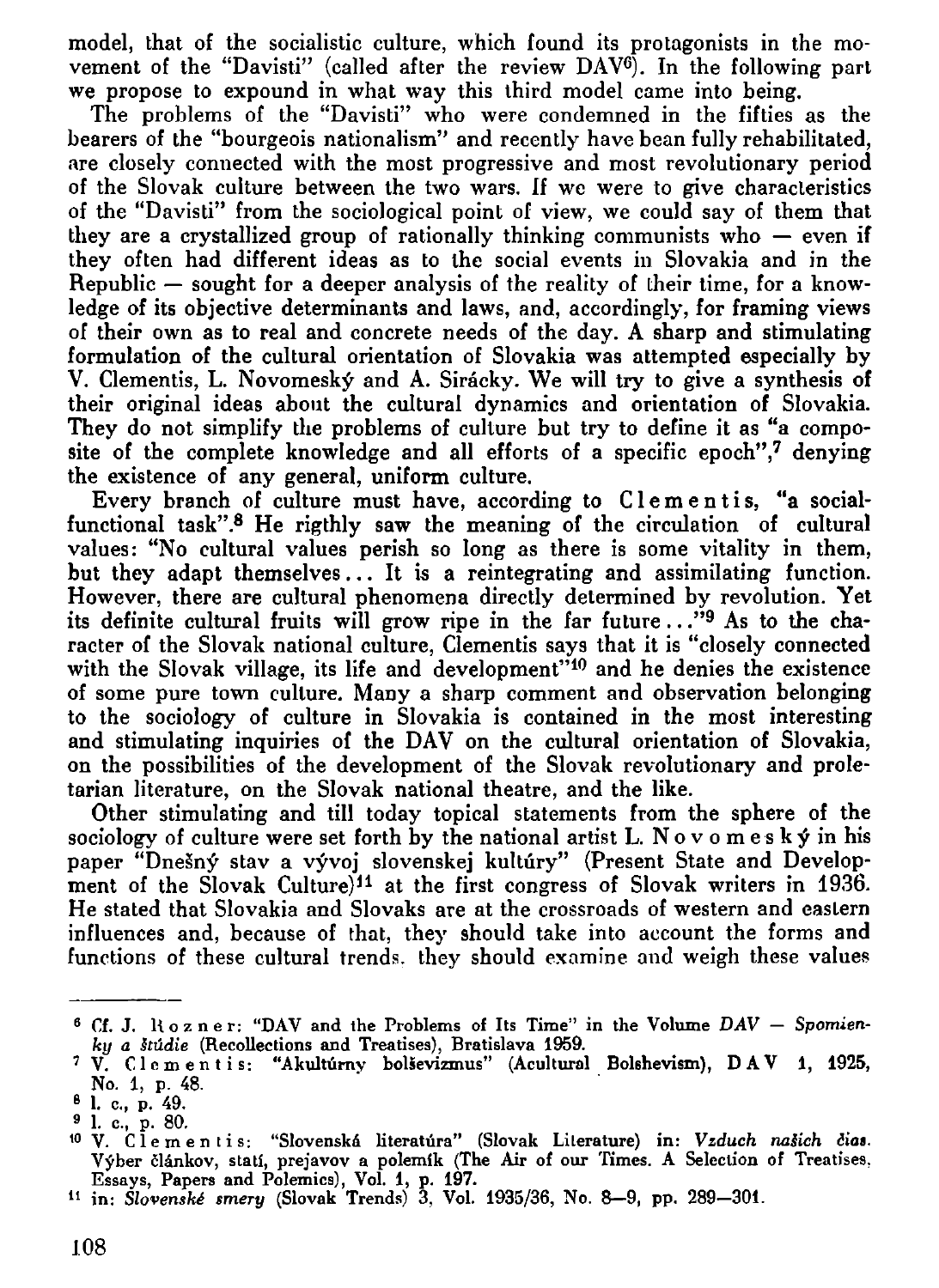model, that of the socialistic culture, which found its protagonists in the movement of the "Davisti" (called after the review DAV[6]). In the following part we propose to expound in what way this third model came into being.

The problems of the "Davisti" who were condemned in the fifties as the bearers of the "bourgeois nationalism" and recently have bean fully rehabilitated, are closely connected with the most progressive and most revolutionary period of the Slovak culture between the two wars. If we were to give characteristics of the "Davisti" from the sociological point of view, we could say of them that they are a crystallized group of rationally thinking communists who — even if they often had different ideas as to the social events in Slovakia and in the Republic — sought for a deeper analysis of the reality of their time, for a knowledge of its objective determinants and laws, and, accordingly, for framing views of their own as to real and concrete needs of the day. A sharp and stimulating formulation of the cultural orientation of Slovakia was attempted especially by V. Clementis, L. Novomeský and A. Sirácky. We will try to give a synthesis of their original ideas about the cultural dynamics and orientation of Slovakia. They do not simplify the problems of culture but try to define it as "a composite of the complete knowledge and all efforts of a specific epoch",[7] denying the existence of any general, uniform culture.

Every branch of culture must have, according to Clementis, "a social-functional task".[8] He rigthly saw the meaning of the circulation of cultural values: "No cultural values perish so long as there is some vitality in them, but they adapt themselves... It is a reintegrating and assimilating function. However, there are cultural phenomena directly determined by revolution. Yet its definite cultural fruits will grow ripe in the far future..."[9] As to the character of the Slovak national culture, Clementis says that it is "closely connected with the Slovak village, its life and development"[10] and he denies the existence of some pure town culture. Many a sharp comment and observation belonging to the sociology of culture in Slovakia is contained in the most interesting and stimulating inquiries of the DAV on the cultural orientation of Slovakia, on the possibilities of the development of the Slovak revolutionary and proletarian literature, on the Slovak national theatre, and the like.

Other stimulating and till today topical statements from the sphere of the sociology of culture were set forth by the national artist L. Novomeský in his paper "Dnešný stav a vývoj slovenskej kultúry" (Present State and Development of the Slovak Culture)[11] at the first congress of Slovak writers in 1936. He stated that Slovakia and Slovaks are at the crossroads of western and eastern influences and, because of that, they should take into account the forms and functions of these cultural trends. they should examine and weigh these values

---

[6] Cf. J. Rozner: "DAV and the Problems of Its Time" in the Volume *DAV — Spomienky a štúdie* (Recollections and Treatises), Bratislava 1959.

[7] V. Clementis: "Akultúrny boľševizmus" (Acultural Bolshevism), DAV 1, 1925, No. 1, p. 48.

[8] l. c., p. 49.

[9] l. c., p. 80.

[10] V. Clementis: "Slovenská literatúra" (Slovak Literature) in: *Vzduch našich čias.* Výber článkov, statí, prejavov a polemík (The Air of our Times. A Selection of Treatises, Essays, Papers and Polemics), Vol. 1, p. 197.

[11] in: *Slovenské smery* (Slovak Trends) 3, Vol. 1935/36, No. 8—9, pp. 289—301.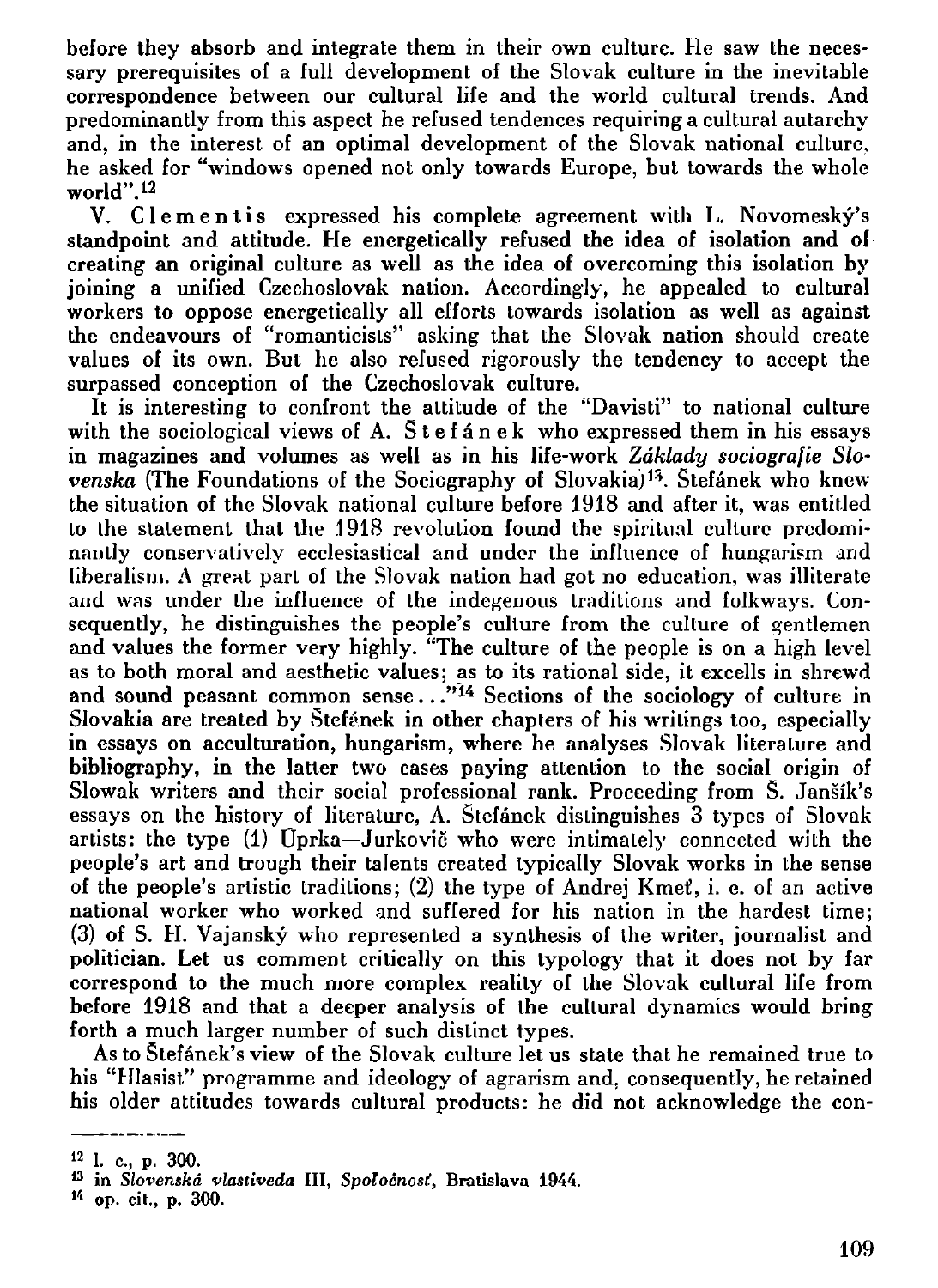before they absorb and integrate them in their own culture. He saw the necessary prerequisites of a full development of the Slovak culture in the inevitable correspondence between our cultural life and the world cultural trends. And predominantly from this aspect he refused tendences requiring a cultural autarchy and, in the interest of an optimal development of the Slovak national culture, he asked for "windows opened not only towards Europe, but towards the whole world".[12]

V. Clementis expressed his complete agreement with L. Novomeský's standpoint and attitude. He energetically refused the idea of isolation and of creating an original culture as well as the idea of overcoming this isolation by joining a unified Czechoslovak nation. Accordingly, he appealed to cultural workers to oppose energetically all efforts towards isolation as well as against the endeavours of "romanticists" asking that the Slovak nation should create values of its own. But he also refused rigorously the tendency to accept the surpassed conception of the Czechoslovak culture.

It is interesting to confront the attitude of the "Davisti" to national culture with the sociological views of A. Štefánek who expressed them in his essays in magazines and volumes as well as in his life-work *Základy sociografie Slovenska* (The Foundations of the Sociography of Slovakia)[13]. Štefánek who knew the situation of the Slovak national culture before 1918 and after it, was entitled to the statement that the 1918 revolution found the spiritual culture predominantly conservatively ecclesiastical and under the influence of hungarism and liberalism. A great part of the Slovak nation had got no education, was illiterate and was under the influence of the indegenous traditions and folkways. Consequently, he distinguishes the people's culture from the culture of gentlemen and values the former very highly. "The culture of the people is on a high level as to both moral and aesthetic values; as to its rational side, it excells in shrewd and sound peasant common sense..."[14] Sections of the sociology of culture in Slovakia are treated by Štefánek in other chapters of his writings too, especially in essays on acculturation, hungarism, where he analyses Slovak literature and bibliography, in the latter two cases paying attention to the social origin of Slowak writers and their social professional rank. Proceeding from Š. Janšík's essays on the history of literature, A. Štefánek distinguishes 3 types of Slovak artists: the type (1) Úprka—Jurkovič who were intimately connected with the people's art and trough their talents created typically Slovak works in the sense of the people's artistic traditions; (2) the type of Andrej Kmeť, i. e. of an active national worker who worked and suffered for his nation in the hardest time; (3) of S. H. Vajanský who represented a synthesis of the writer, journalist and politician. Let us comment critically on this typology that it does not by far correspond to the much more complex reality of the Slovak cultural life from before 1918 and that a deeper analysis of the cultural dynamics would bring forth a much larger number of such distinct types.

As to Štefánek's view of the Slovak culture let us state that he remained true to his "Hlasist" programme and ideology of agrarism and, consequently, he retained his older attitudes towards cultural products: he did not acknowledge the con-

---

[12] l. c., p. 300.

[13] in *Slovenská vlastiveda* III, *Spoločnosť*, Bratislava 1944.

[14] op. cit., p. 300.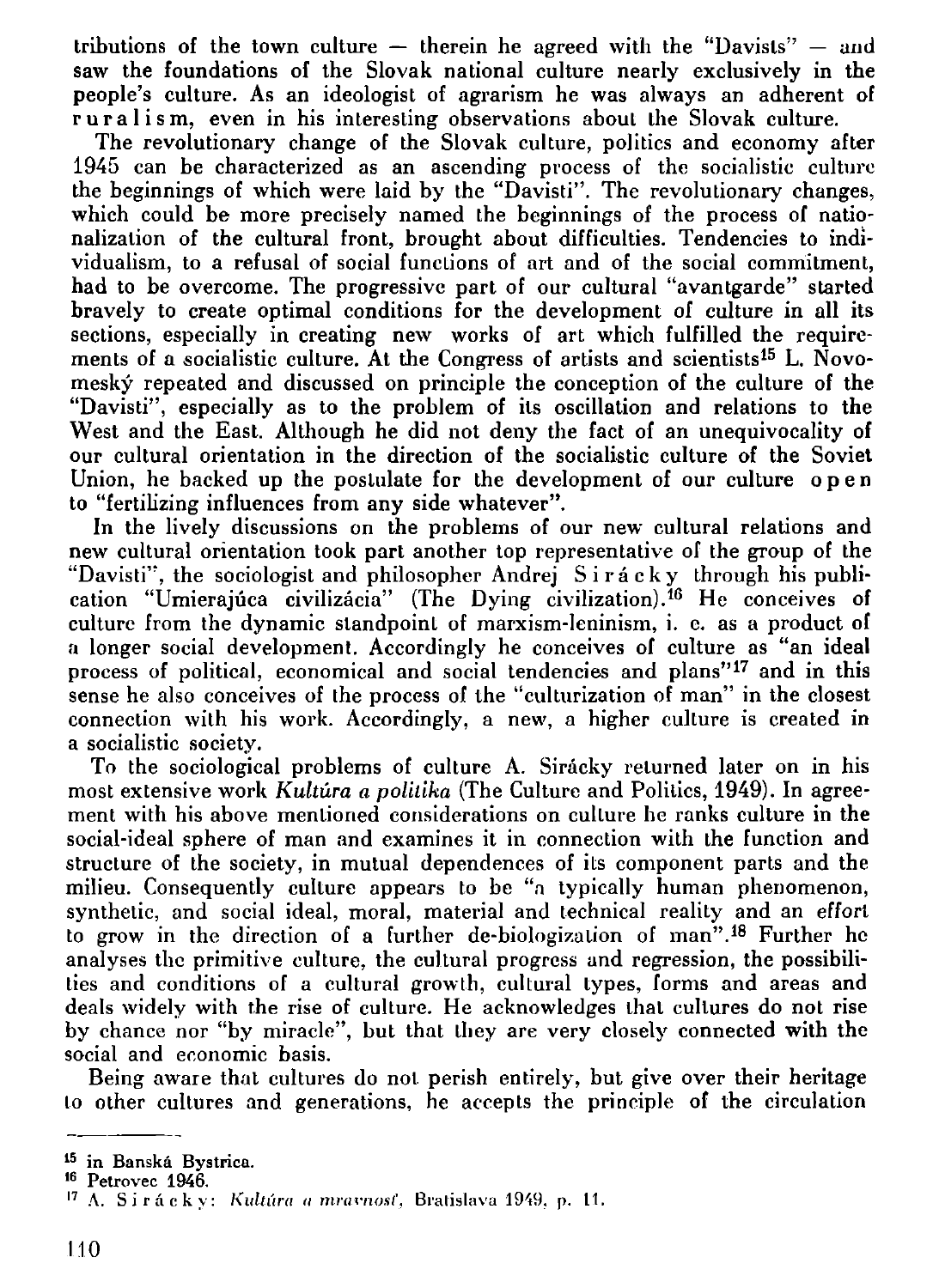tributions of the town culture — therein he agreed with the "Davists" — and saw the foundations of the Slovak national culture nearly exclusively in the people's culture. As an ideologist of agrarism he was always an adherent of r u r a l i s m, even in his interesting observations about the Slovak culture.

The revolutionary change of the Slovak culture, politics and economy after 1945 can be characterized as an ascending process of the socialistic culture the beginnings of which were laid by the "Davisti". The revolutionary changes, which could be more precisely named the beginnings of the process of nationalization of the cultural front, brought about difficulties. Tendencies to individualism, to a refusal of social functions of art and of the social commitment, had to be overcome. The progressive part of our cultural "avantgarde" started bravely to create optimal conditions for the development of culture in all its sections, especially in creating new works of art which fulfilled the requirements of a socialistic culture. At the Congress of artists and scientists[15] L. Novomeský repeated and discussed on principle the conception of the culture of the "Davisti", especially as to the problem of its oscillation and relations to the West and the East. Although he did not deny the fact of an unequivocality of our cultural orientation in the direction of the socialistic culture of the Soviet Union, he backed up the postulate for the development of our culture o p e n to "fertilizing influences from any side whatever".

In the lively discussions on the problems of our new cultural relations and new cultural orientation took part another top representative of the group of the "Davisti", the sociologist and philosopher Andrej S i r á c k y through his publication "Umierajúca civilizácia" (The Dying civilization).[16] He conceives of culture from the dynamic standpoint of marxism-leninism, i. e. as a product of a longer social development. Accordingly he conceives of culture as "an ideal process of political, economical and social tendencies and plans"[17] and in this sense he also conceives of the process of the "culturization of man" in the closest connection with his work. Accordingly, a new, a higher culture is created in a socialistic society.

To the sociological problems of culture A. Sirácky returned later on in his most extensive work *Kultúra a politika* (The Culture and Politics, 1949). In agreement with his above mentioned considerations on culture he ranks culture in the social-ideal sphere of man and examines it in connection with the function and structure of the society, in mutual dependences of its component parts and the milieu. Consequently culture appears to be "a typically human phenomenon, synthetic, and social ideal, moral, material and technical reality and an effort to grow in the direction of a further de-biologization of man".[18] Further he analyses the primitive culture, the cultural progress and regression, the possibilities and conditions of a cultural growth, cultural types, forms and areas and deals widely with the rise of culture. He acknowledges that cultures do not rise by chance nor "by miracle", but that they are very closely connected with the social and economic basis.

Being aware that cultures do not perish entirely, but give over their heritage to other cultures and generations, he accepts the principle of the circulation

---

[15] in Banská Bystrica.

[16] Petrovec 1946.

[17] A. S i r á c k y: *Kultúra a mravnosť*, Bratislava 1949, p. 11.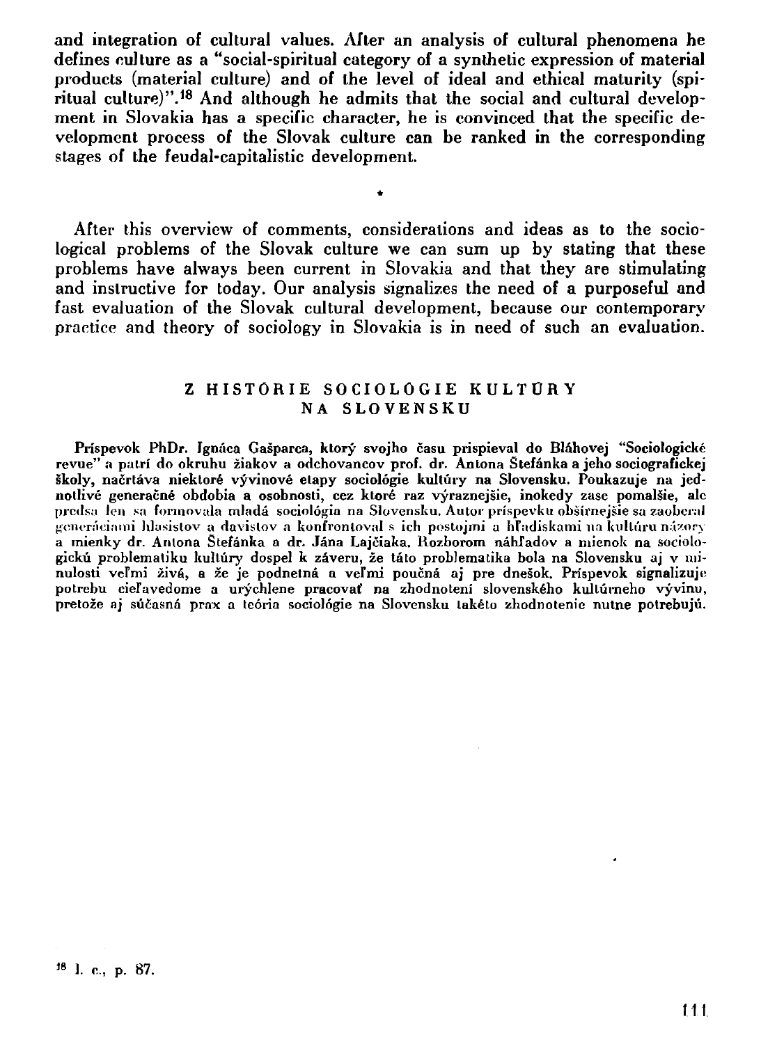and integration of cultural values. After an analysis of cultural phenomena he defines culture as a "social-spiritual category of a synthetic expression of material products (material culture) and of the level of ideal and ethical maturity (spiritual culture)".[18] And although he admits that the social and cultural development in Slovakia has a specific character, he is convinced that the specific development process of the Slovak culture can be ranked in the corresponding stages of the feudal-capitalistic development.

*

After this overview of comments, considerations and ideas as to the sociological problems of the Slovak culture we can sum up by stating that these problems have always been current in Slovakia and that they are stimulating and instructive for today. Our analysis signalizes the need of a purposeful and fast evaluation of the Slovak cultural development, because our contemporary practice and theory of sociology in Slovakia is in need of such an evaluation.

## Z HISTÓRIE SOCIOLÓGIE KULTÚRY NA SLOVENSKU

**Príspevok PhDr. Ignáca Gašparca, ktorý svojho času prispieval do Bláhovej "Sociologické revue" a patrí do okruhu žiakov a odchovancov prof. dr. Antona Štefánka a jeho sociografickej školy, načrtáva niektoré vývinové etapy sociológie kultúry na Slovensku. Poukazuje na jednotlivé generačné obdobia a osobnosti, cez ktoré raz výraznejšie, inokedy zase pomalšie, ale predsa len sa formovala mladá sociológia na Slovensku. Autor príspevku obšírnejšie sa zaoberal generáciami hlasistov a davistov a konfrontoval s ich postojmi a hľadiskami na kultúru názory a mienky dr. Antona Štefánka a dr. Jána Lajčiaka. Rozborom náhľadov a mienok na sociologickú problematiku kultúry dospel k záveru, že táto problematika bola na Slovensku aj v minulosti veľmi živá, a že je podnetná a veľmi poučná aj pre dnešok. Príspevok signalizuje potrebu cieľavedome a urýchlene pracovať na zhodnotení slovenského kultúrneho vývinu, pretože aj súčasná prax a teória sociológie na Slovensku takéto zhodnotenie nutne potrebujú.**

[18] l. c., p. 87.